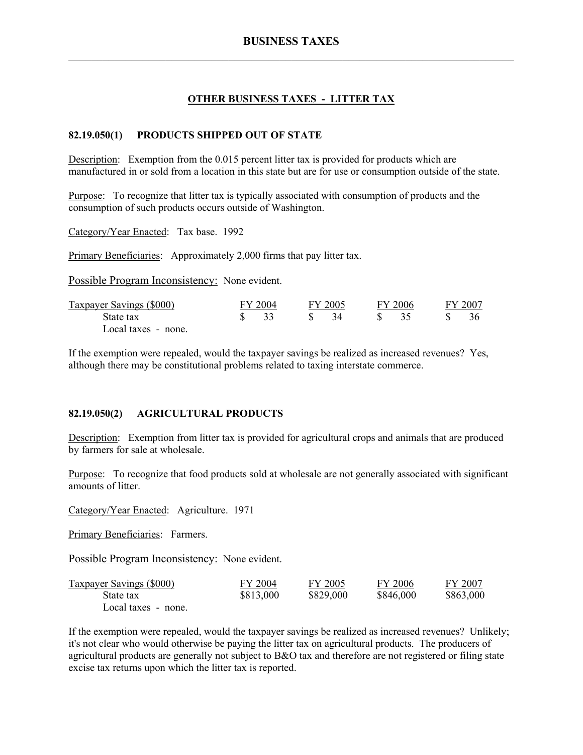## OTHER BUSINESS TAXES - LITTER TAX

### 82.19.050(1) PRODUCTS SHIPPED OUT OF STATE

Description: Exemption from the 0.015 percent litter tax is provided for products which are manufactured in or sold from a location in this state but are for use or consumption outside of the state.

Purpose: To recognize that litter tax is typically associated with consumption of products and the consumption of such products occurs outside of Washington.

Category/Year Enacted: Tax base. 1992

Primary Beneficiaries: Approximately 2,000 firms that pay litter tax.

Possible Program Inconsistency: None evident.

| Taxpayer Savings ($000) | FY 2004 | FY 2005 | FY 2006 | FY 2007 |
|---|---|---|---|---|
| State tax | $ 33 | $ 34 | $ 35 | $ 36 |
| Local taxes - none. | | | | |

If the exemption were repealed, would the taxpayer savings be realized as increased revenues? Yes, although there may be constitutional problems related to taxing interstate commerce.

### 82.19.050(2) AGRICULTURAL PRODUCTS

Description: Exemption from litter tax is provided for agricultural crops and animals that are produced by farmers for sale at wholesale.

Purpose: To recognize that food products sold at wholesale are not generally associated with significant amounts of litter.

Category/Year Enacted: Agriculture. 1971

Primary Beneficiaries: Farmers.

Possible Program Inconsistency: None evident.

| Taxpayer Savings ($000) | FY 2004 | FY 2005 | FY 2006 | FY 2007 |
|---|---|---|---|---|
| State tax | $813,000 | $829,000 | $846,000 | $863,000 |
| Local taxes - none. | | | | |

If the exemption were repealed, would the taxpayer savings be realized as increased revenues? Unlikely; it's not clear who would otherwise be paying the litter tax on agricultural products. The producers of agricultural products are generally not subject to B&O tax and therefore are not registered or filing state excise tax returns upon which the litter tax is reported.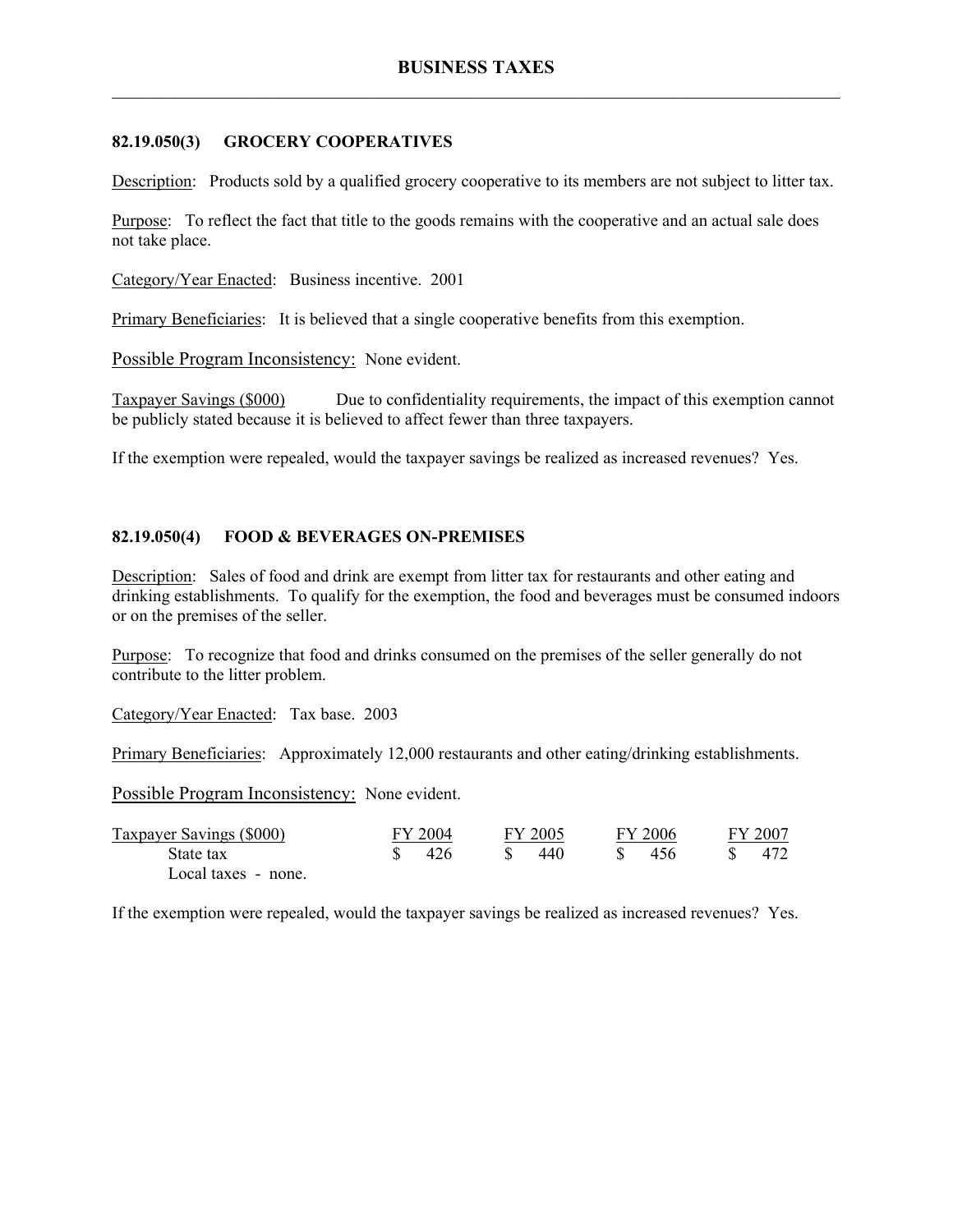# BUSINESS TAXES

### 82.19.050(3) GROCERY COOPERATIVES

Description: Products sold by a qualified grocery cooperative to its members are not subject to litter tax.

Purpose: To reflect the fact that title to the goods remains with the cooperative and an actual sale does not take place.

Category/Year Enacted: Business incentive. 2001

Primary Beneficiaries: It is believed that a single cooperative benefits from this exemption.

Possible Program Inconsistency: None evident.

Taxpayer Savings ($000) Due to confidentiality requirements, the impact of this exemption cannot be publicly stated because it is believed to affect fewer than three taxpayers.

If the exemption were repealed, would the taxpayer savings be realized as increased revenues? Yes.

### 82.19.050(4) FOOD & BEVERAGES ON-PREMISES

Description: Sales of food and drink are exempt from litter tax for restaurants and other eating and drinking establishments. To qualify for the exemption, the food and beverages must be consumed indoors or on the premises of the seller.

Purpose: To recognize that food and drinks consumed on the premises of the seller generally do not contribute to the litter problem.

Category/Year Enacted: Tax base. 2003

Primary Beneficiaries: Approximately 12,000 restaurants and other eating/drinking establishments.

Possible Program Inconsistency: None evident.

| Taxpayer Savings ($000) | FY 2004 | FY 2005 | FY 2006 | FY 2007 |
|---|---|---|---|---|
| State tax | $ 426 | $ 440 | $ 456 | $ 472 |
| Local taxes - none. | | | | |

If the exemption were repealed, would the taxpayer savings be realized as increased revenues? Yes.